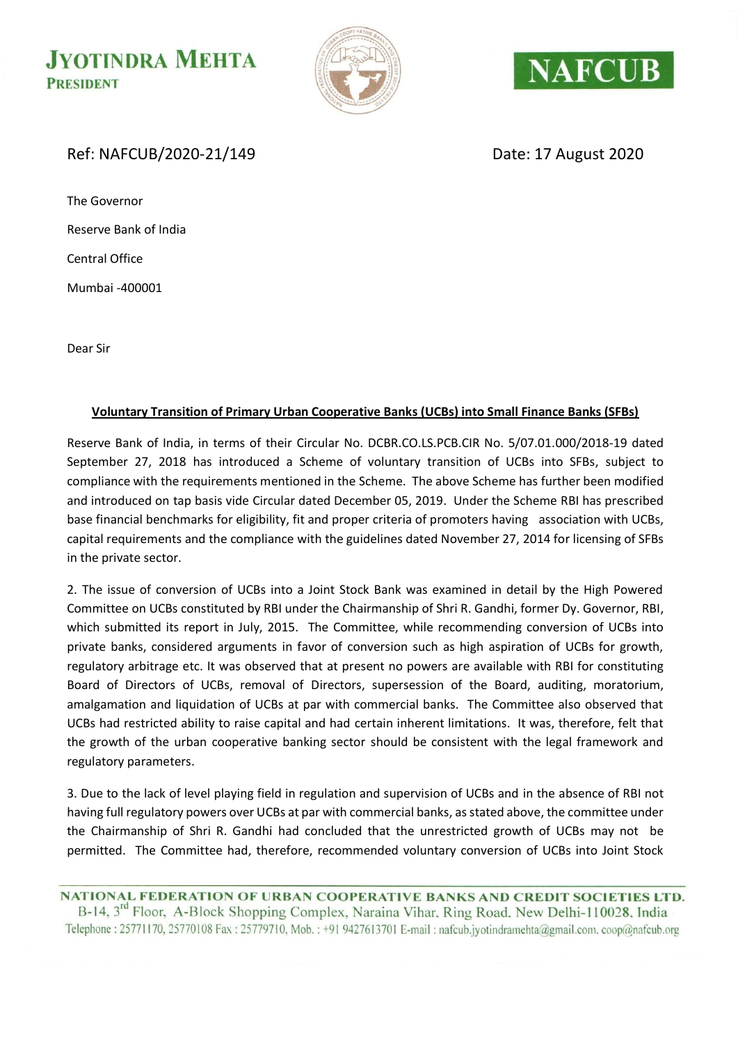**JYOTINDRA MEHTA**
**PRESIDENT**

**NAFCUB**

Ref: NAFCUB/2020-21/149

Date: 17 August 2020

The Governor

Reserve Bank of India

Central Office

Mumbai -400001

Dear Sir

**Voluntary Transition of Primary Urban Cooperative Banks (UCBs) into Small Finance Banks (SFBs)**

Reserve Bank of India, in terms of their Circular No. DCBR.CO.LS.PCB.CIR No. 5/07.01.000/2018-19 dated September 27, 2018 has introduced a Scheme of voluntary transition of UCBs into SFBs, subject to compliance with the requirements mentioned in the Scheme. The above Scheme has further been modified and introduced on tap basis vide Circular dated December 05, 2019. Under the Scheme RBI has prescribed base financial benchmarks for eligibility, fit and proper criteria of promoters having association with UCBs, capital requirements and the compliance with the guidelines dated November 27, 2014 for licensing of SFBs in the private sector.

2. The issue of conversion of UCBs into a Joint Stock Bank was examined in detail by the High Powered Committee on UCBs constituted by RBI under the Chairmanship of Shri R. Gandhi, former Dy. Governor, RBI, which submitted its report in July, 2015. The Committee, while recommending conversion of UCBs into private banks, considered arguments in favor of conversion such as high aspiration of UCBs for growth, regulatory arbitrage etc. It was observed that at present no powers are available with RBI for constituting Board of Directors of UCBs, removal of Directors, supersession of the Board, auditing, moratorium, amalgamation and liquidation of UCBs at par with commercial banks. The Committee also observed that UCBs had restricted ability to raise capital and had certain inherent limitations. It was, therefore, felt that the growth of the urban cooperative banking sector should be consistent with the legal framework and regulatory parameters.

3. Due to the lack of level playing field in regulation and supervision of UCBs and in the absence of RBI not having full regulatory powers over UCBs at par with commercial banks, as stated above, the committee under the Chairmanship of Shri R. Gandhi had concluded that the unrestricted growth of UCBs may not be permitted. The Committee had, therefore, recommended voluntary conversion of UCBs into Joint Stock

NATIONAL FEDERATION OF URBAN COOPERATIVE BANKS AND CREDIT SOCIETIES LTD.
B-14, 3rd Floor, A-Block Shopping Complex, Naraina Vihar, Ring Road, New Delhi-110028, India
Telephone : 25771170, 25770108 Fax : 25779710, Mob. : +91 9427613701 E-mail : nafcub.jyotindramehta@gmail.com, coop@nafcub.org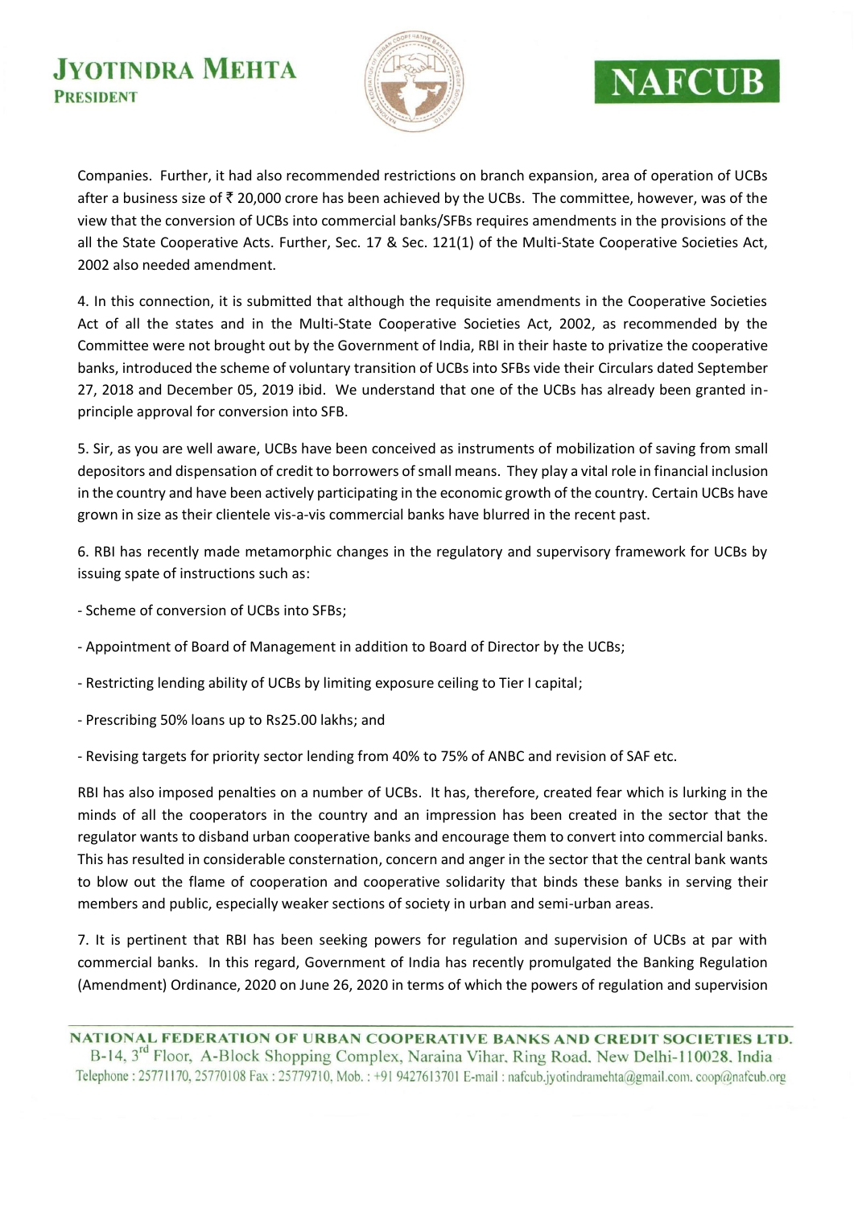Companies. Further, it had also recommended restrictions on branch expansion, area of operation of UCBs after a business size of ₹ 20,000 crore has been achieved by the UCBs. The committee, however, was of the view that the conversion of UCBs into commercial banks/SFBs requires amendments in the provisions of the all the State Cooperative Acts. Further, Sec. 17 & Sec. 121(1) of the Multi-State Cooperative Societies Act, 2002 also needed amendment.

4. In this connection, it is submitted that although the requisite amendments in the Cooperative Societies Act of all the states and in the Multi-State Cooperative Societies Act, 2002, as recommended by the Committee were not brought out by the Government of India, RBI in their haste to privatize the cooperative banks, introduced the scheme of voluntary transition of UCBs into SFBs vide their Circulars dated September 27, 2018 and December 05, 2019 ibid. We understand that one of the UCBs has already been granted in-principle approval for conversion into SFB.

5. Sir, as you are well aware, UCBs have been conceived as instruments of mobilization of saving from small depositors and dispensation of credit to borrowers of small means. They play a vital role in financial inclusion in the country and have been actively participating in the economic growth of the country. Certain UCBs have grown in size as their clientele vis-a-vis commercial banks have blurred in the recent past.

6. RBI has recently made metamorphic changes in the regulatory and supervisory framework for UCBs by issuing spate of instructions such as:

- Scheme of conversion of UCBs into SFBs;
- Appointment of Board of Management in addition to Board of Director by the UCBs;
- Restricting lending ability of UCBs by limiting exposure ceiling to Tier I capital;
- Prescribing 50% loans up to Rs25.00 lakhs; and
- Revising targets for priority sector lending from 40% to 75% of ANBC and revision of SAF etc.

RBI has also imposed penalties on a number of UCBs. It has, therefore, created fear which is lurking in the minds of all the cooperators in the country and an impression has been created in the sector that the regulator wants to disband urban cooperative banks and encourage them to convert into commercial banks. This has resulted in considerable consternation, concern and anger in the sector that the central bank wants to blow out the flame of cooperation and cooperative solidarity that binds these banks in serving their members and public, especially weaker sections of society in urban and semi-urban areas.

7. It is pertinent that RBI has been seeking powers for regulation and supervision of UCBs at par with commercial banks. In this regard, Government of India has recently promulgated the Banking Regulation (Amendment) Ordinance, 2020 on June 26, 2020 in terms of which the powers of regulation and supervision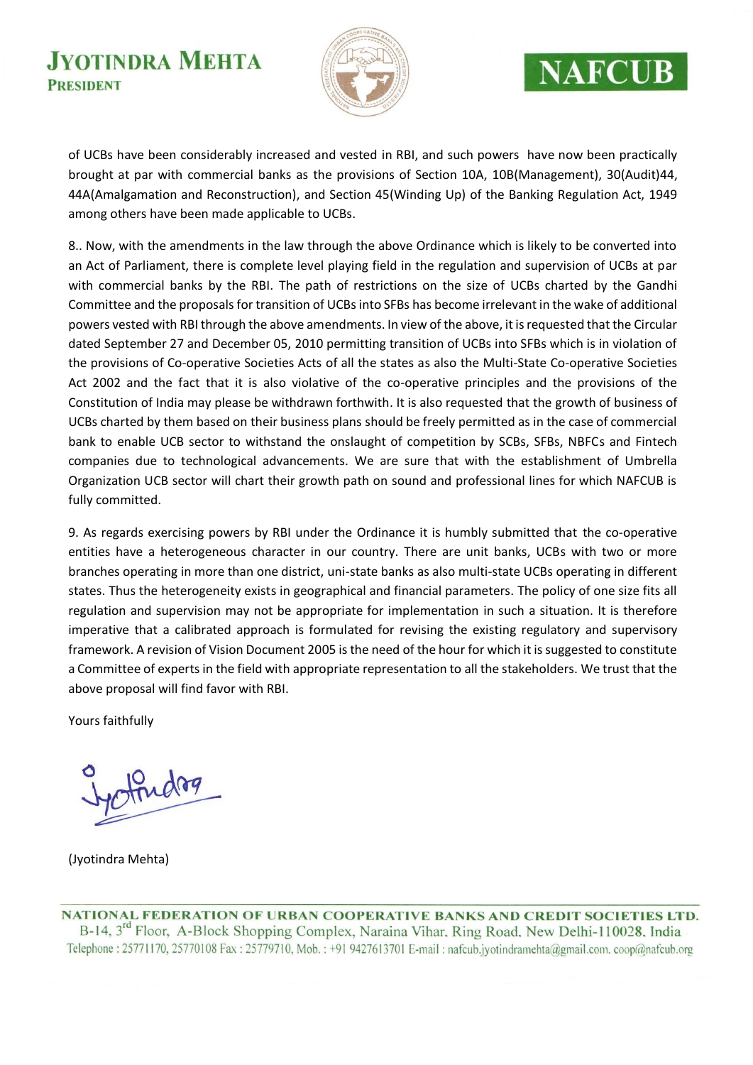of UCBs have been considerably increased and vested in RBI, and such powers have now been practically brought at par with commercial banks as the provisions of Section 10A, 10B(Management), 30(Audit)44, 44A(Amalgamation and Reconstruction), and Section 45(Winding Up) of the Banking Regulation Act, 1949 among others have been made applicable to UCBs.

8.. Now, with the amendments in the law through the above Ordinance which is likely to be converted into an Act of Parliament, there is complete level playing field in the regulation and supervision of UCBs at par with commercial banks by the RBI. The path of restrictions on the size of UCBs charted by the Gandhi Committee and the proposals for transition of UCBs into SFBs has become irrelevant in the wake of additional powers vested with RBI through the above amendments. In view of the above, it is requested that the Circular dated September 27 and December 05, 2010 permitting transition of UCBs into SFBs which is in violation of the provisions of Co-operative Societies Acts of all the states as also the Multi-State Co-operative Societies Act 2002 and the fact that it is also violative of the co-operative principles and the provisions of the Constitution of India may please be withdrawn forthwith. It is also requested that the growth of business of UCBs charted by them based on their business plans should be freely permitted as in the case of commercial bank to enable UCB sector to withstand the onslaught of competition by SCBs, SFBs, NBFCs and Fintech companies due to technological advancements. We are sure that with the establishment of Umbrella Organization UCB sector will chart their growth path on sound and professional lines for which NAFCUB is fully committed.

9. As regards exercising powers by RBI under the Ordinance it is humbly submitted that the co-operative entities have a heterogeneous character in our country. There are unit banks, UCBs with two or more branches operating in more than one district, uni-state banks as also multi-state UCBs operating in different states. Thus the heterogeneity exists in geographical and financial parameters. The policy of one size fits all regulation and supervision may not be appropriate for implementation in such a situation. It is therefore imperative that a calibrated approach is formulated for revising the existing regulatory and supervisory framework. A revision of Vision Document 2005 is the need of the hour for which it is suggested to constitute a Committee of experts in the field with appropriate representation to all the stakeholders. We trust that the above proposal will find favor with RBI.

Yours faithfully

(Jyotindra Mehta)